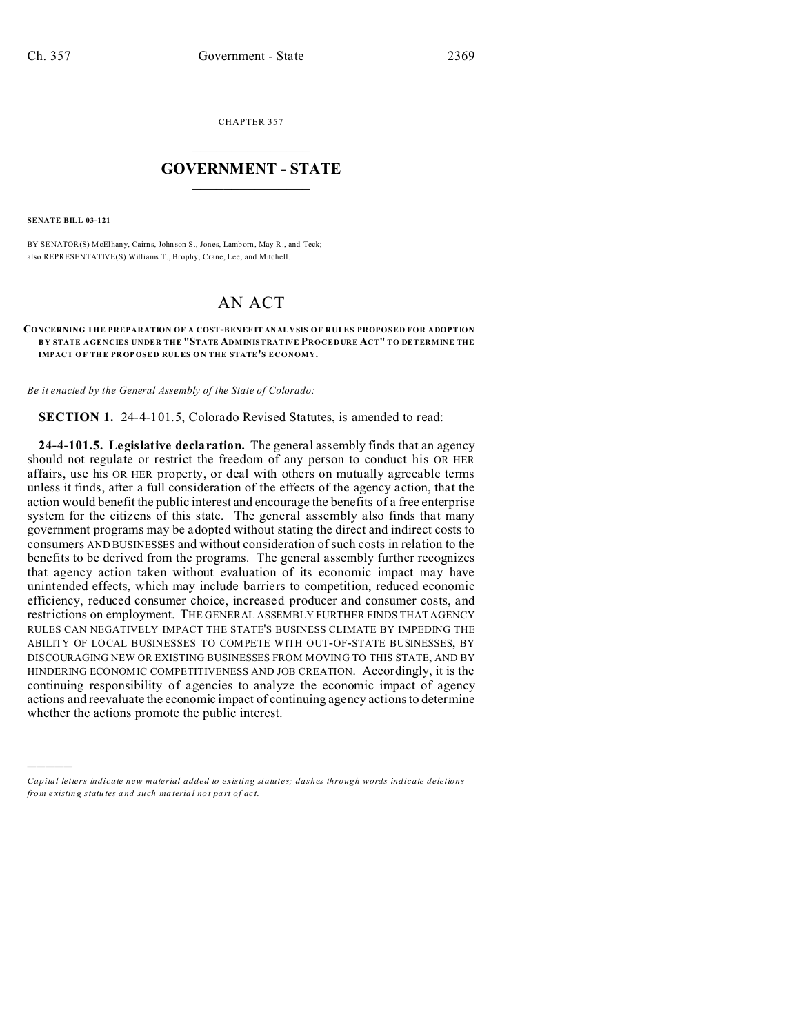CHAPTER 357

# GOVERNMENT - STATE

**SENATE BILL 03-121**

BY SENATOR(S) McElhany, Cairns, Johnson S., Jones, Lamborn, May R., and Teck;
also REPRESENTATIVE(S) Williams T., Brophy, Crane, Lee, and Mitchell.

# AN ACT

**CONCERNING THE PREPARATION OF A COST-BENEFIT ANALYSIS OF RULES PROPOSED FOR ADOPTION BY STATE AGENCIES UNDER THE "STATE ADMINISTRATIVE PROCEDURE ACT" TO DETERMINE THE IMPACT OF THE PROPOSED RULES ON THE STATE'S ECONOMY.**

*Be it enacted by the General Assembly of the State of Colorado:*

**SECTION 1.** 24-4-101.5, Colorado Revised Statutes, is amended to read:

**24-4-101.5. Legislative declaration.** The general assembly finds that an agency should not regulate or restrict the freedom of any person to conduct his OR HER affairs, use his OR HER property, or deal with others on mutually agreeable terms unless it finds, after a full consideration of the effects of the agency action, that the action would benefit the public interest and encourage the benefits of a free enterprise system for the citizens of this state. The general assembly also finds that many government programs may be adopted without stating the direct and indirect costs to consumers AND BUSINESSES and without consideration of such costs in relation to the benefits to be derived from the programs. The general assembly further recognizes that agency action taken without evaluation of its economic impact may have unintended effects, which may include barriers to competition, reduced economic efficiency, reduced consumer choice, increased producer and consumer costs, and restrictions on employment. THE GENERAL ASSEMBLY FURTHER FINDS THAT AGENCY RULES CAN NEGATIVELY IMPACT THE STATE'S BUSINESS CLIMATE BY IMPEDING THE ABILITY OF LOCAL BUSINESSES TO COMPETE WITH OUT-OF-STATE BUSINESSES, BY DISCOURAGING NEW OR EXISTING BUSINESSES FROM MOVING TO THIS STATE, AND BY HINDERING ECONOMIC COMPETITIVENESS AND JOB CREATION. Accordingly, it is the continuing responsibility of agencies to analyze the economic impact of agency actions and reevaluate the economic impact of continuing agency actions to determine whether the actions promote the public interest.

---

*Capital letters indicate new material added to existing statutes; dashes through words indicate deletions from existing statutes and such material not part of act.*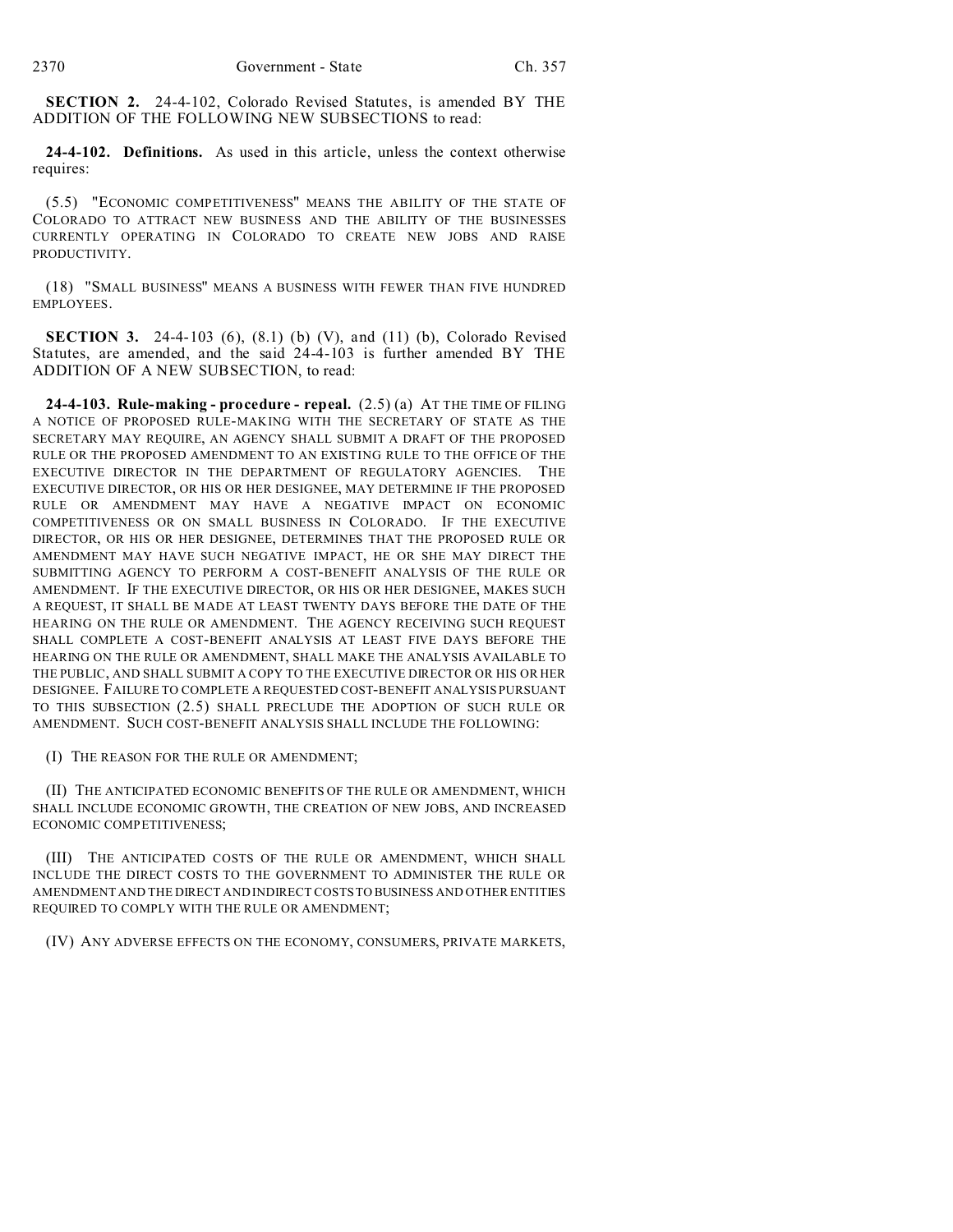**SECTION 2.** 24-4-102, Colorado Revised Statutes, is amended BY THE ADDITION OF THE FOLLOWING NEW SUBSECTIONS to read:

**24-4-102. Definitions.** As used in this article, unless the context otherwise requires:

(5.5) "ECONOMIC COMPETITIVENESS" MEANS THE ABILITY OF THE STATE OF COLORADO TO ATTRACT NEW BUSINESS AND THE ABILITY OF THE BUSINESSES CURRENTLY OPERATING IN COLORADO TO CREATE NEW JOBS AND RAISE PRODUCTIVITY.

(18) "SMALL BUSINESS" MEANS A BUSINESS WITH FEWER THAN FIVE HUNDRED EMPLOYEES.

**SECTION 3.** 24-4-103 (6), (8.1) (b) (V), and (11) (b), Colorado Revised Statutes, are amended, and the said 24-4-103 is further amended BY THE ADDITION OF A NEW SUBSECTION, to read:

**24-4-103. Rule-making - procedure - repeal.** (2.5) (a) AT THE TIME OF FILING A NOTICE OF PROPOSED RULE-MAKING WITH THE SECRETARY OF STATE AS THE SECRETARY MAY REQUIRE, AN AGENCY SHALL SUBMIT A DRAFT OF THE PROPOSED RULE OR THE PROPOSED AMENDMENT TO AN EXISTING RULE TO THE OFFICE OF THE EXECUTIVE DIRECTOR IN THE DEPARTMENT OF REGULATORY AGENCIES. THE EXECUTIVE DIRECTOR, OR HIS OR HER DESIGNEE, MAY DETERMINE IF THE PROPOSED RULE OR AMENDMENT MAY HAVE A NEGATIVE IMPACT ON ECONOMIC COMPETITIVENESS OR ON SMALL BUSINESS IN COLORADO. IF THE EXECUTIVE DIRECTOR, OR HIS OR HER DESIGNEE, DETERMINES THAT THE PROPOSED RULE OR AMENDMENT MAY HAVE SUCH NEGATIVE IMPACT, HE OR SHE MAY DIRECT THE SUBMITTING AGENCY TO PERFORM A COST-BENEFIT ANALYSIS OF THE RULE OR AMENDMENT. IF THE EXECUTIVE DIRECTOR, OR HIS OR HER DESIGNEE, MAKES SUCH A REQUEST, IT SHALL BE MADE AT LEAST TWENTY DAYS BEFORE THE DATE OF THE HEARING ON THE RULE OR AMENDMENT. THE AGENCY RECEIVING SUCH REQUEST SHALL COMPLETE A COST-BENEFIT ANALYSIS AT LEAST FIVE DAYS BEFORE THE HEARING ON THE RULE OR AMENDMENT, SHALL MAKE THE ANALYSIS AVAILABLE TO THE PUBLIC, AND SHALL SUBMIT A COPY TO THE EXECUTIVE DIRECTOR OR HIS OR HER DESIGNEE. FAILURE TO COMPLETE A REQUESTED COST-BENEFIT ANALYSIS PURSUANT TO THIS SUBSECTION (2.5) SHALL PRECLUDE THE ADOPTION OF SUCH RULE OR AMENDMENT. SUCH COST-BENEFIT ANALYSIS SHALL INCLUDE THE FOLLOWING:

(I) THE REASON FOR THE RULE OR AMENDMENT;

(II) THE ANTICIPATED ECONOMIC BENEFITS OF THE RULE OR AMENDMENT, WHICH SHALL INCLUDE ECONOMIC GROWTH, THE CREATION OF NEW JOBS, AND INCREASED ECONOMIC COMPETITIVENESS;

(III) THE ANTICIPATED COSTS OF THE RULE OR AMENDMENT, WHICH SHALL INCLUDE THE DIRECT COSTS TO THE GOVERNMENT TO ADMINISTER THE RULE OR AMENDMENT AND THE DIRECT AND INDIRECT COSTS TO BUSINESS AND OTHER ENTITIES REQUIRED TO COMPLY WITH THE RULE OR AMENDMENT;

(IV) ANY ADVERSE EFFECTS ON THE ECONOMY, CONSUMERS, PRIVATE MARKETS,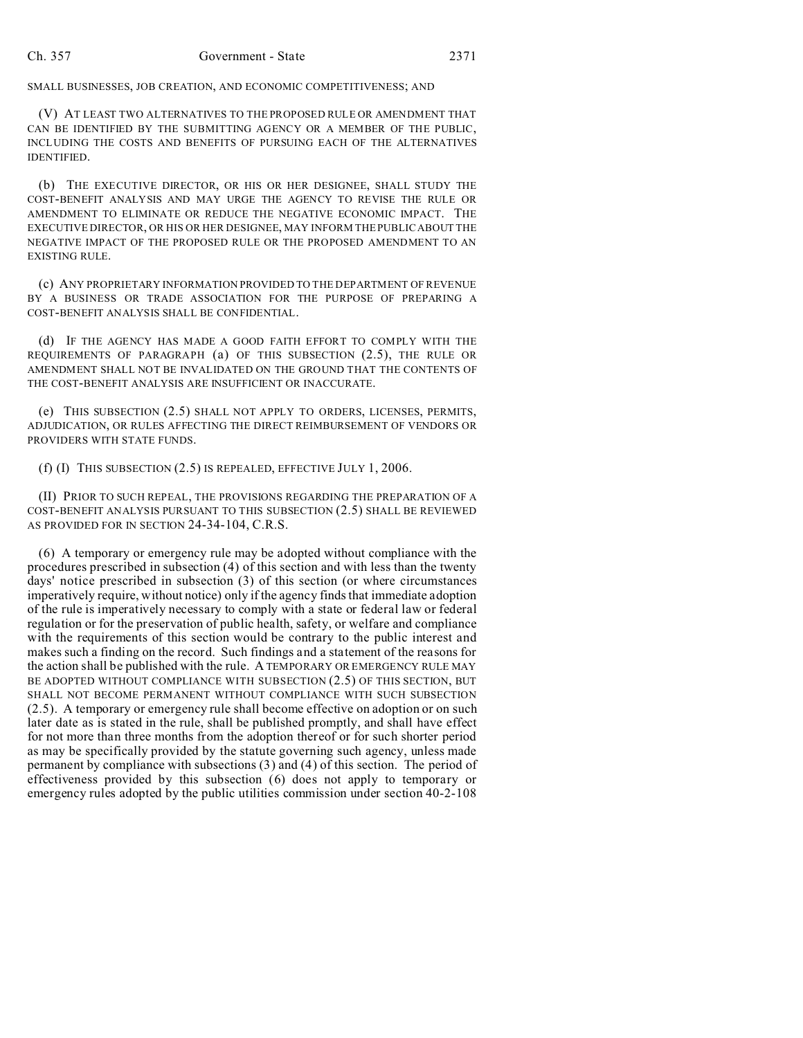SMALL BUSINESSES, JOB CREATION, AND ECONOMIC COMPETITIVENESS; AND

(V) AT LEAST TWO ALTERNATIVES TO THE PROPOSED RULE OR AMENDMENT THAT CAN BE IDENTIFIED BY THE SUBMITTING AGENCY OR A MEMBER OF THE PUBLIC, INCLUDING THE COSTS AND BENEFITS OF PURSUING EACH OF THE ALTERNATIVES IDENTIFIED.

(b) THE EXECUTIVE DIRECTOR, OR HIS OR HER DESIGNEE, SHALL STUDY THE COST-BENEFIT ANALYSIS AND MAY URGE THE AGENCY TO REVISE THE RULE OR AMENDMENT TO ELIMINATE OR REDUCE THE NEGATIVE ECONOMIC IMPACT. THE EXECUTIVE DIRECTOR, OR HIS OR HER DESIGNEE, MAY INFORM THE PUBLIC ABOUT THE NEGATIVE IMPACT OF THE PROPOSED RULE OR THE PROPOSED AMENDMENT TO AN EXISTING RULE.

(c) ANY PROPRIETARY INFORMATION PROVIDED TO THE DEPARTMENT OF REVENUE BY A BUSINESS OR TRADE ASSOCIATION FOR THE PURPOSE OF PREPARING A COST-BENEFIT ANALYSIS SHALL BE CONFIDENTIAL.

(d) IF THE AGENCY HAS MADE A GOOD FAITH EFFORT TO COMPLY WITH THE REQUIREMENTS OF PARAGRAPH (a) OF THIS SUBSECTION (2.5), THE RULE OR AMENDMENT SHALL NOT BE INVALIDATED ON THE GROUND THAT THE CONTENTS OF THE COST-BENEFIT ANALYSIS ARE INSUFFICIENT OR INACCURATE.

(e) THIS SUBSECTION (2.5) SHALL NOT APPLY TO ORDERS, LICENSES, PERMITS, ADJUDICATION, OR RULES AFFECTING THE DIRECT REIMBURSEMENT OF VENDORS OR PROVIDERS WITH STATE FUNDS.

(f) (I) THIS SUBSECTION (2.5) IS REPEALED, EFFECTIVE JULY 1, 2006.

(II) PRIOR TO SUCH REPEAL, THE PROVISIONS REGARDING THE PREPARATION OF A COST-BENEFIT ANALYSIS PURSUANT TO THIS SUBSECTION (2.5) SHALL BE REVIEWED AS PROVIDED FOR IN SECTION 24-34-104, C.R.S.

(6) A temporary or emergency rule may be adopted without compliance with the procedures prescribed in subsection (4) of this section and with less than the twenty days' notice prescribed in subsection (3) of this section (or where circumstances imperatively require, without notice) only if the agency finds that immediate adoption of the rule is imperatively necessary to comply with a state or federal law or federal regulation or for the preservation of public health, safety, or welfare and compliance with the requirements of this section would be contrary to the public interest and makes such a finding on the record. Such findings and a statement of the reasons for the action shall be published with the rule. A TEMPORARY OR EMERGENCY RULE MAY BE ADOPTED WITHOUT COMPLIANCE WITH SUBSECTION (2.5) OF THIS SECTION, BUT SHALL NOT BECOME PERMANENT WITHOUT COMPLIANCE WITH SUCH SUBSECTION (2.5). A temporary or emergency rule shall become effective on adoption or on such later date as is stated in the rule, shall be published promptly, and shall have effect for not more than three months from the adoption thereof or for such shorter period as may be specifically provided by the statute governing such agency, unless made permanent by compliance with subsections (3) and (4) of this section. The period of effectiveness provided by this subsection (6) does not apply to temporary or emergency rules adopted by the public utilities commission under section 40-2-108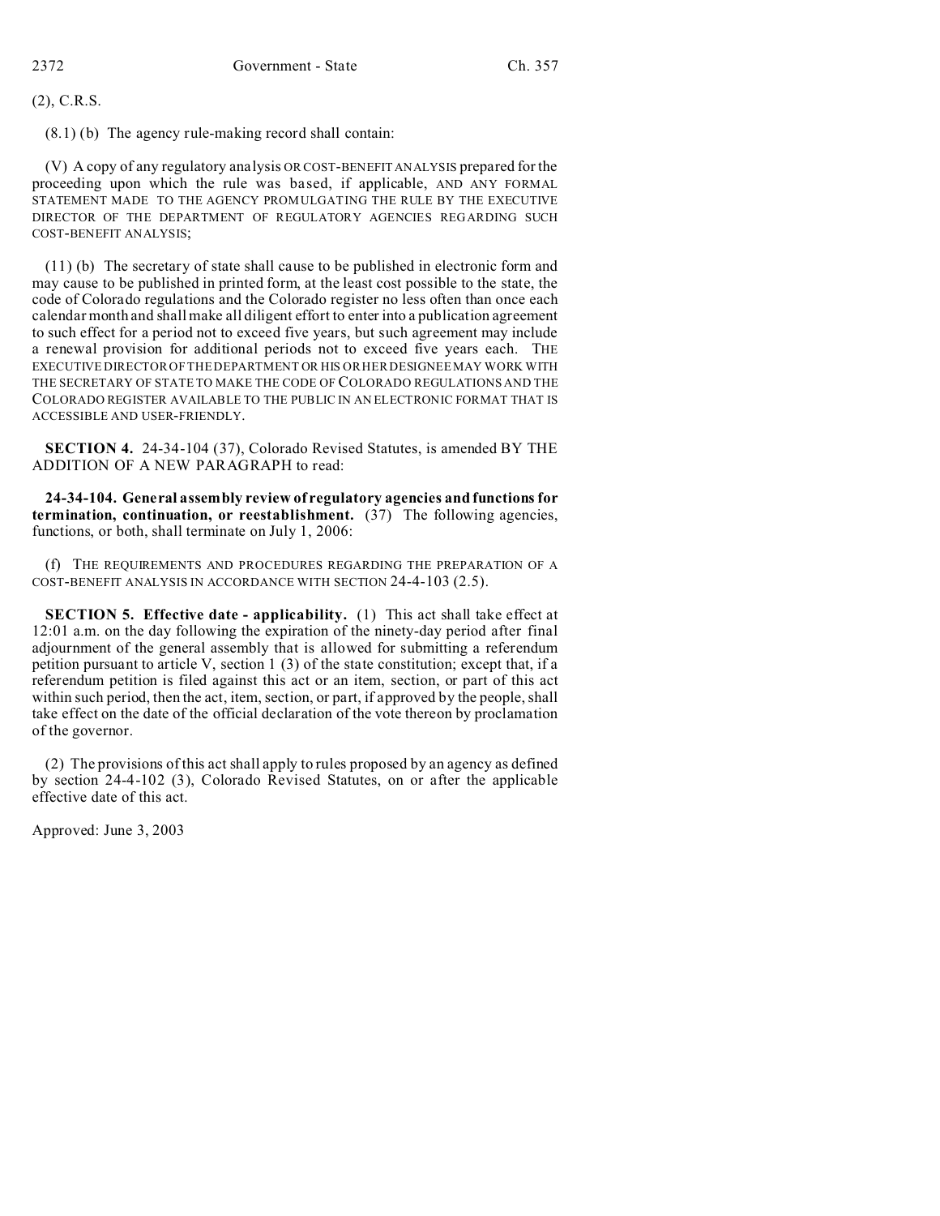(2), C.R.S.

(8.1) (b) The agency rule-making record shall contain:

(V) A copy of any regulatory analysis OR COST-BENEFIT ANALYSIS prepared for the proceeding upon which the rule was based, if applicable, AND ANY FORMAL STATEMENT MADE TO THE AGENCY PROMULGATING THE RULE BY THE EXECUTIVE DIRECTOR OF THE DEPARTMENT OF REGULATORY AGENCIES REGARDING SUCH COST-BENEFIT ANALYSIS;

(11) (b) The secretary of state shall cause to be published in electronic form and may cause to be published in printed form, at the least cost possible to the state, the code of Colorado regulations and the Colorado register no less often than once each calendar month and shall make all diligent effort to enter into a publication agreement to such effect for a period not to exceed five years, but such agreement may include a renewal provision for additional periods not to exceed five years each. THE EXECUTIVE DIRECTOR OF THE DEPARTMENT OR HIS OR HER DESIGNEE MAY WORK WITH THE SECRETARY OF STATE TO MAKE THE CODE OF COLORADO REGULATIONS AND THE COLORADO REGISTER AVAILABLE TO THE PUBLIC IN AN ELECTRONIC FORMAT THAT IS ACCESSIBLE AND USER-FRIENDLY.

**SECTION 4.** 24-34-104 (37), Colorado Revised Statutes, is amended BY THE ADDITION OF A NEW PARAGRAPH to read:

**24-34-104. General assembly review of regulatory agencies and functions for termination, continuation, or reestablishment.** (37) The following agencies, functions, or both, shall terminate on July 1, 2006:

(f) THE REQUIREMENTS AND PROCEDURES REGARDING THE PREPARATION OF A COST-BENEFIT ANALYSIS IN ACCORDANCE WITH SECTION 24-4-103 (2.5).

**SECTION 5. Effective date - applicability.** (1) This act shall take effect at 12:01 a.m. on the day following the expiration of the ninety-day period after final adjournment of the general assembly that is allowed for submitting a referendum petition pursuant to article V, section 1 (3) of the state constitution; except that, if a referendum petition is filed against this act or an item, section, or part of this act within such period, then the act, item, section, or part, if approved by the people, shall take effect on the date of the official declaration of the vote thereon by proclamation of the governor.

(2) The provisions of this act shall apply to rules proposed by an agency as defined by section 24-4-102 (3), Colorado Revised Statutes, on or after the applicable effective date of this act.

Approved: June 3, 2003